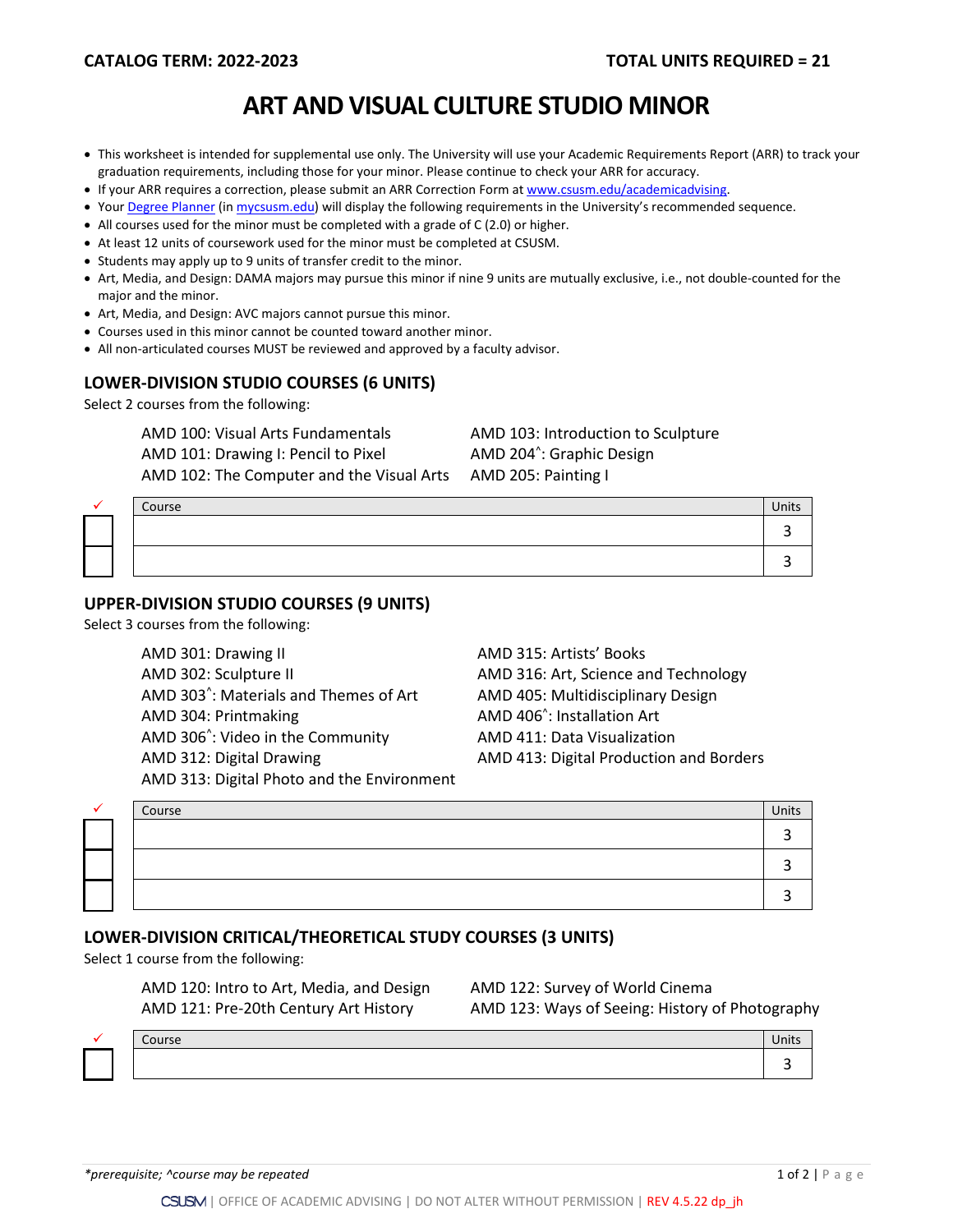**CATALOG TERM: 2022-2023** **TOTAL UNITS REQUIRED = 21**

# ART AND VISUAL CULTURE STUDIO MINOR

- This worksheet is intended for supplemental use only. The University will use your Academic Requirements Report (ARR) to track your graduation requirements, including those for your minor. Please continue to check your ARR for accuracy.
- If your ARR requires a correction, please submit an ARR Correction Form at www.csusm.edu/academicadvising.
- Your Degree Planner (in mycsusm.edu) will display the following requirements in the University's recommended sequence.
- All courses used for the minor must be completed with a grade of C (2.0) or higher.
- At least 12 units of coursework used for the minor must be completed at CSUSM.
- Students may apply up to 9 units of transfer credit to the minor.
- Art, Media, and Design: DAMA majors may pursue this minor if nine 9 units are mutually exclusive, i.e., not double-counted for the major and the minor.
- Art, Media, and Design: AVC majors cannot pursue this minor.
- Courses used in this minor cannot be counted toward another minor.
- All non-articulated courses MUST be reviewed and approved by a faculty advisor.

## LOWER-DIVISION STUDIO COURSES (6 UNITS)

Select 2 courses from the following:

- AMD 100: Visual Arts Fundamentals
- AMD 101: Drawing I: Pencil to Pixel
- AMD 102: The Computer and the Visual Arts
- AMD 103: Introduction to Sculpture
- AMD 204^: Graphic Design
- AMD 205: Painting I

| ✓ | Course | Units |
|---|---|---|
| ☐ | | 3 |
| ☐ | | 3 |

## UPPER-DIVISION STUDIO COURSES (9 UNITS)

Select 3 courses from the following:

- AMD 301: Drawing II
- AMD 302: Sculpture II
- AMD 303^: Materials and Themes of Art
- AMD 304: Printmaking
- AMD 306^: Video in the Community
- AMD 312: Digital Drawing
- AMD 313: Digital Photo and the Environment
- AMD 315: Artists' Books
- AMD 316: Art, Science and Technology
- AMD 405: Multidisciplinary Design
- AMD 406^: Installation Art
- AMD 411: Data Visualization
- AMD 413: Digital Production and Borders

| ✓ | Course | Units |
|---|---|---|
| ☐ | | 3 |
| ☐ | | 3 |
| ☐ | | 3 |

## LOWER-DIVISION CRITICAL/THEORETICAL STUDY COURSES (3 UNITS)

Select 1 course from the following:

- AMD 120: Intro to Art, Media, and Design
- AMD 121: Pre-20th Century Art History
- AMD 122: Survey of World Cinema
- AMD 123: Ways of Seeing: History of Photography

| ✓ | Course | Units |
|---|---|---|
| ☐ | | 3 |

*\*prerequisite; ^course may be repeated*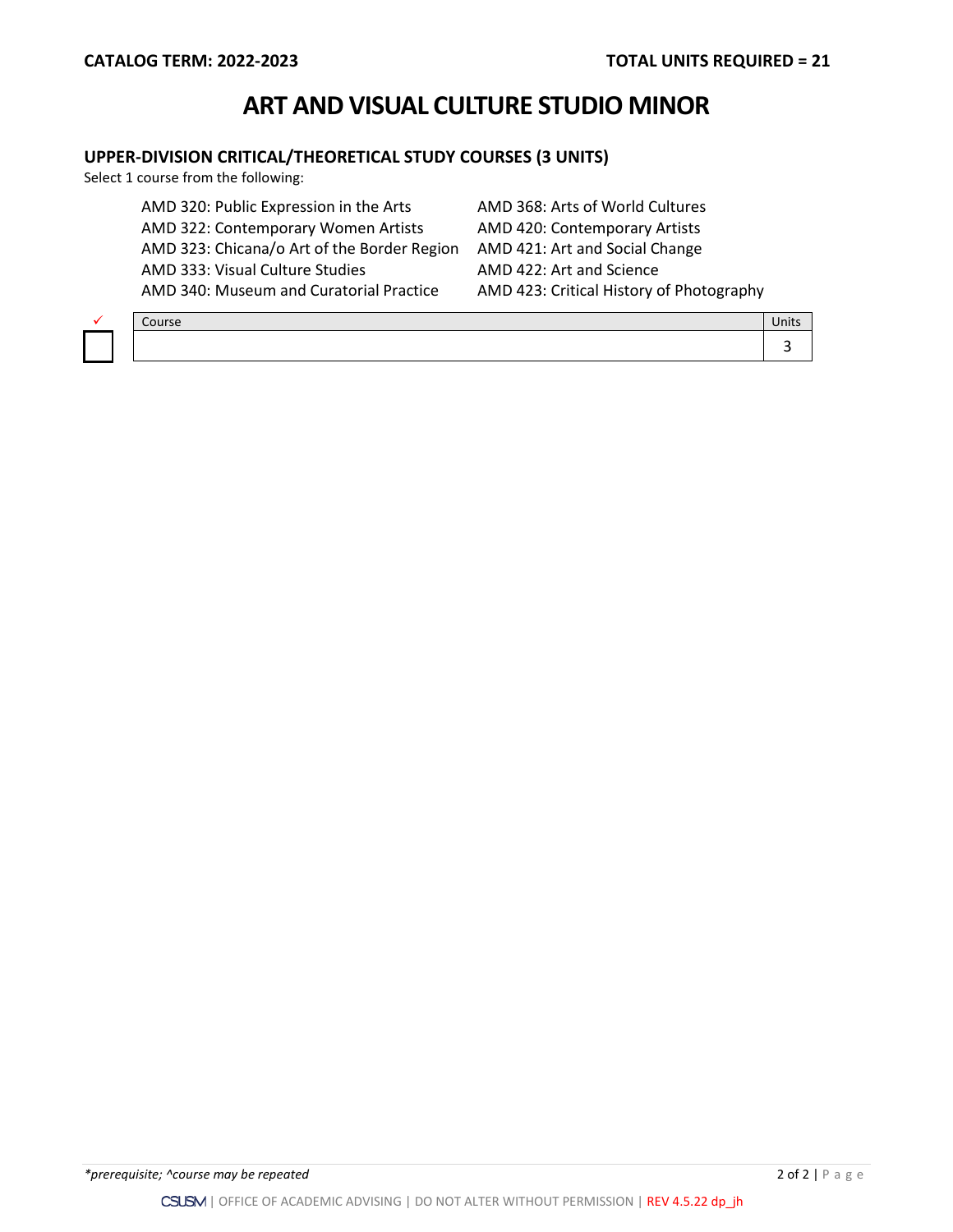CATALOG TERM: 2022-2023 | TOTAL UNITS REQUIRED = 21

# ART AND VISUAL CULTURE STUDIO MINOR

## UPPER-DIVISION CRITICAL/THEORETICAL STUDY COURSES (3 UNITS)

Select 1 course from the following:

- AMD 320: Public Expression in the Arts
- AMD 322: Contemporary Women Artists
- AMD 323: Chicana/o Art of the Border Region
- AMD 333: Visual Culture Studies
- AMD 340: Museum and Curatorial Practice
- AMD 368: Arts of World Cultures
- AMD 420: Contemporary Artists
- AMD 421: Art and Social Change
- AMD 422: Art and Science
- AMD 423: Critical History of Photography

| ✓ | Course | Units |
|---|---|---|
| ☐ | | 3 |

*\*prerequisite; ^course may be repeated*